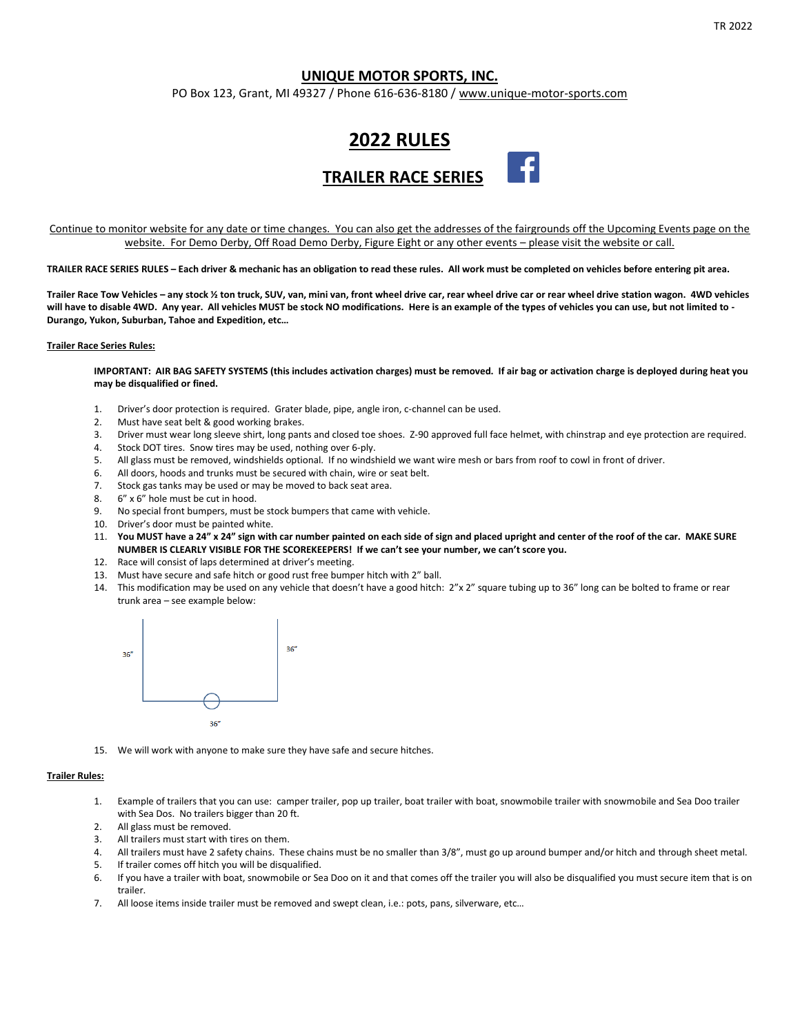# UNIQUE MOTOR SPORTS, INC.

PO Box 123, Grant, MI 49327 / Phone 616-636-8180 / www.unique-motor-sports.com

# 2022 RULES

## TRAILER RACE SERIES

Continue to monitor website for any date or time changes. You can also get the addresses of the fairgrounds off the Upcoming Events page on the website. For Demo Derby, Off Road Demo Derby, Figure Eight or any other events – please visit the website or call.

**TRAILER RACE SERIES RULES – Each driver & mechanic has an obligation to read these rules. All work must be completed on vehicles before entering pit area.**

**Trailer Race Tow Vehicles – any stock ½ ton truck, SUV, van, mini van, front wheel drive car, rear wheel drive car or rear wheel drive station wagon. 4WD vehicles will have to disable 4WD. Any year. All vehicles MUST be stock NO modifications. Here is an example of the types of vehicles you can use, but not limited to - Durango, Yukon, Suburban, Tahoe and Expedition, etc…**

### Trailer Race Series Rules:

**IMPORTANT: AIR BAG SAFETY SYSTEMS (this includes activation charges) must be removed. If air bag or activation charge is deployed during heat you may be disqualified or fined.**

1. Driver's door protection is required. Grater blade, pipe, angle iron, c-channel can be used.
2. Must have seat belt & good working brakes.
3. Driver must wear long sleeve shirt, long pants and closed toe shoes. Z-90 approved full face helmet, with chinstrap and eye protection are required.
4. Stock DOT tires. Snow tires may be used, nothing over 6-ply.
5. All glass must be removed, windshields optional. If no windshield we want wire mesh or bars from roof to cowl in front of driver.
6. All doors, hoods and trunks must be secured with chain, wire or seat belt.
7. Stock gas tanks may be used or may be moved to back seat area.
8. 6" x 6" hole must be cut in hood.
9. No special front bumpers, must be stock bumpers that came with vehicle.
10. Driver's door must be painted white.
11. **You MUST have a 24" x 24" sign with car number painted on each side of sign and placed upright and center of the roof of the car. MAKE SURE NUMBER IS CLEARLY VISIBLE FOR THE SCOREKEEPERS! If we can't see your number, we can't score you.**
12. Race will consist of laps determined at driver's meeting.
13. Must have secure and safe hitch or good rust free bumper hitch with 2" ball.
14. This modification may be used on any vehicle that doesn't have a good hitch: 2"x 2" square tubing up to 36" long can be bolted to frame or rear trunk area – see example below:

36" 36" 36"

15. We will work with anyone to make sure they have safe and secure hitches.

### Trailer Rules:

1. Example of trailers that you can use: camper trailer, pop up trailer, boat trailer with boat, snowmobile trailer with snowmobile and Sea Doo trailer with Sea Dos. No trailers bigger than 20 ft.
2. All glass must be removed.
3. All trailers must start with tires on them.
4. All trailers must have 2 safety chains. These chains must be no smaller than 3/8", must go up around bumper and/or hitch and through sheet metal.
5. If trailer comes off hitch you will be disqualified.
6. If you have a trailer with boat, snowmobile or Sea Doo on it and that comes off the trailer you will also be disqualified you must secure item that is on trailer.
7. All loose items inside trailer must be removed and swept clean, i.e.: pots, pans, silverware, etc…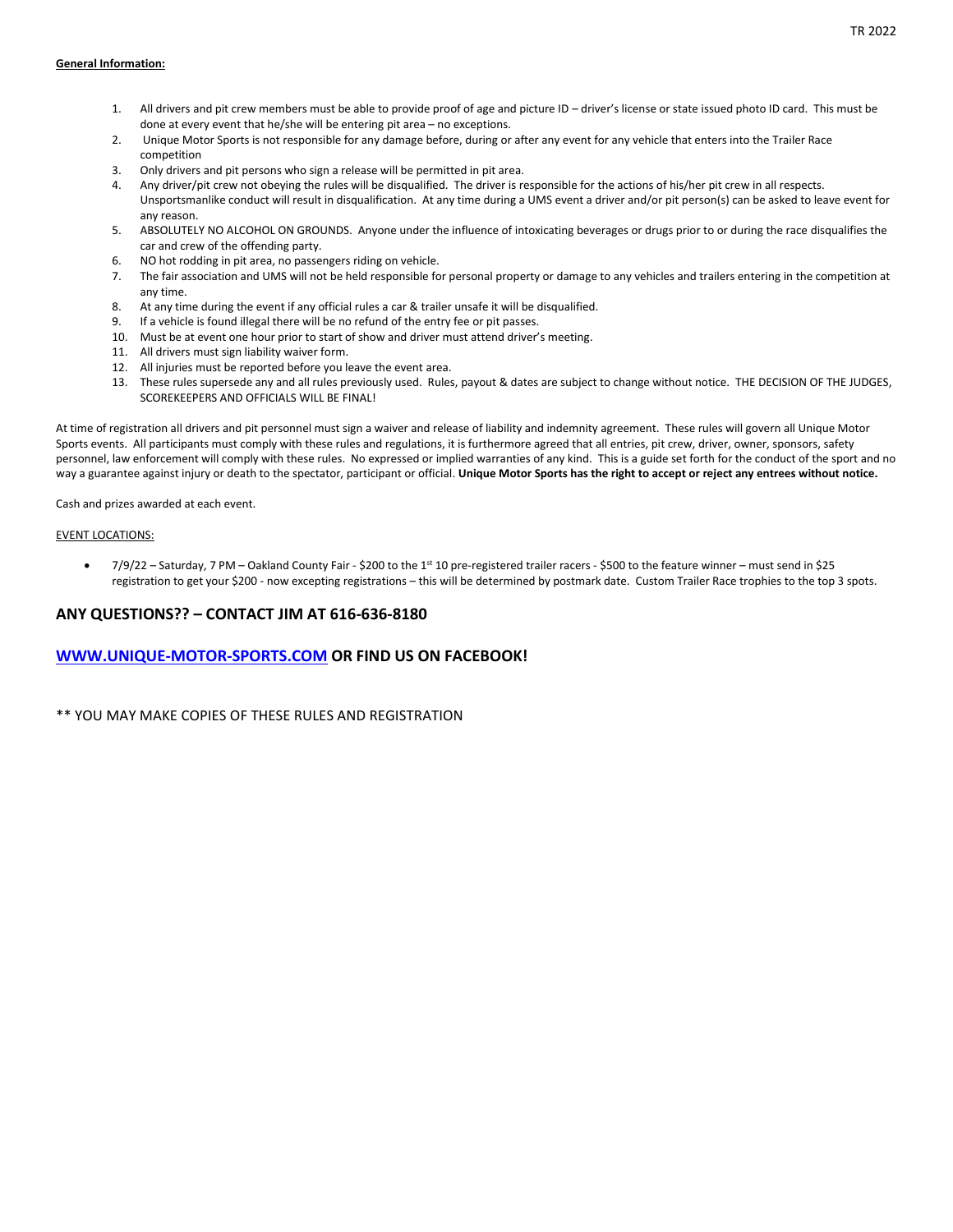**General Information:**

1. All drivers and pit crew members must be able to provide proof of age and picture ID – driver's license or state issued photo ID card. This must be done at every event that he/she will be entering pit area – no exceptions.
2. Unique Motor Sports is not responsible for any damage before, during or after any event for any vehicle that enters into the Trailer Race competition
3. Only drivers and pit persons who sign a release will be permitted in pit area.
4. Any driver/pit crew not obeying the rules will be disqualified. The driver is responsible for the actions of his/her pit crew in all respects. Unsportsmanlike conduct will result in disqualification. At any time during a UMS event a driver and/or pit person(s) can be asked to leave event for any reason.
5. ABSOLUTELY NO ALCOHOL ON GROUNDS. Anyone under the influence of intoxicating beverages or drugs prior to or during the race disqualifies the car and crew of the offending party.
6. NO hot rodding in pit area, no passengers riding on vehicle.
7. The fair association and UMS will not be held responsible for personal property or damage to any vehicles and trailers entering in the competition at any time.
8. At any time during the event if any official rules a car & trailer unsafe it will be disqualified.
9. If a vehicle is found illegal there will be no refund of the entry fee or pit passes.
10. Must be at event one hour prior to start of show and driver must attend driver's meeting.
11. All drivers must sign liability waiver form.
12. All injuries must be reported before you leave the event area.
13. These rules supersede any and all rules previously used. Rules, payout & dates are subject to change without notice. THE DECISION OF THE JUDGES, SCOREKEEPERS AND OFFICIALS WILL BE FINAL!

At time of registration all drivers and pit personnel must sign a waiver and release of liability and indemnity agreement. These rules will govern all Unique Motor Sports events. All participants must comply with these rules and regulations, it is furthermore agreed that all entries, pit crew, driver, owner, sponsors, safety personnel, law enforcement will comply with these rules. No expressed or implied warranties of any kind. This is a guide set forth for the conduct of the sport and no way a guarantee against injury or death to the spectator, participant or official. **Unique Motor Sports has the right to accept or reject any entrees without notice.**

Cash and prizes awarded at each event.

EVENT LOCATIONS:

- 7/9/22 – Saturday, 7 PM – Oakland County Fair - $200 to the 1st 10 pre-registered trailer racers - $500 to the feature winner – must send in $25 registration to get your $200 - now excepting registrations – this will be determined by postmark date. Custom Trailer Race trophies to the top 3 spots.

## ANY QUESTIONS?? – CONTACT JIM AT 616-636-8180

## WWW.UNIQUE-MOTOR-SPORTS.COM OR FIND US ON FACEBOOK!

** YOU MAY MAKE COPIES OF THESE RULES AND REGISTRATION